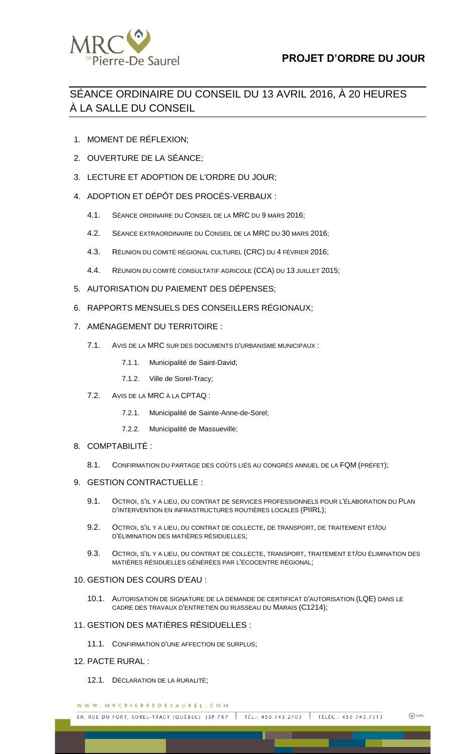# PROJET D'ORDRE DU JOUR

## SÉANCE ORDINAIRE DU CONSEIL DU 13 AVRIL 2016, À 20 HEURES À LA SALLE DU CONSEIL

1. MOMENT DE RÉFLEXION;
2. OUVERTURE DE LA SÉANCE;
3. LECTURE ET ADOPTION DE L'ORDRE DU JOUR;
4. ADOPTION ET DÉPÔT DES PROCÈS-VERBAUX :
   - 4.1. SÉANCE ORDINAIRE DU CONSEIL DE LA MRC DU 9 MARS 2016;
   - 4.2. SÉANCE EXTRAORDINAIRE DU CONSEIL DE LA MRC DU 30 MARS 2016;
   - 4.3. RÉUNION DU COMITÉ RÉGIONAL CULTUREL (CRC) DU 4 FÉVRIER 2016;
   - 4.4. RÉUNION DU COMITÉ CONSULTATIF AGRICOLE (CCA) DU 13 JUILLET 2015;
5. AUTORISATION DU PAIEMENT DES DÉPENSES;
6. RAPPORTS MENSUELS DES CONSEILLERS RÉGIONAUX;
7. AMÉNAGEMENT DU TERRITOIRE :
   - 7.1. AVIS DE LA MRC SUR DES DOCUMENTS D'URBANISME MUNICIPAUX :
     - 7.1.1. Municipalité de Saint-David;
     - 7.1.2. Ville de Sorel-Tracy;
   - 7.2. AVIS DE LA MRC À LA CPTAQ :
     - 7.2.1. Municipalité de Sainte-Anne-de-Sorel;
     - 7.2.2. Municipalité de Massueville;
8. COMPTABILITÉ :
   - 8.1. CONFIRMATION DU PARTAGE DES COÛTS LIÉS AU CONGRÈS ANNUEL DE LA FQM (PRÉFET);
9. GESTION CONTRACTUELLE :
   - 9.1. OCTROI, S'IL Y A LIEU, DU CONTRAT DE SERVICES PROFESSIONNELS POUR L'ÉLABORATION DU PLAN D'INTERVENTION EN INFRASTRUCTURES ROUTIÈRES LOCALES (PIIRL);
   - 9.2. OCTROI, S'IL Y A LIEU, DU CONTRAT DE COLLECTE, DE TRANSPORT, DE TRAITEMENT ET/OU D'ÉLIMINATION DES MATIÈRES RÉSIDUELLES;
   - 9.3. OCTROI, S'IL Y A LIEU, DU CONTRAT DE COLLECTE, TRANSPORT, TRAITEMENT ET/OU ÉLIMINATION DES MATIÈRES RÉSIDUELLES GÉNÉRÉES PAR L'ÉCOCENTRE RÉGIONAL;
10. GESTION DES COURS D'EAU :
    - 10.1. AUTORISATION DE SIGNATURE DE LA DEMANDE DE CERTIFICAT D'AUTORISATION (LQE) DANS LE CADRE DES TRAVAUX D'ENTRETIEN DU RUISSEAU DU MARAIS (C1214);
11. GESTION DES MATIÈRES RÉSIDUELLES :
    - 11.1. CONFIRMATION D'UNE AFFECTION DE SURPLUS;
12. PACTE RURAL :
    - 12.1. DÉCLARATION DE LA RURALITÉ;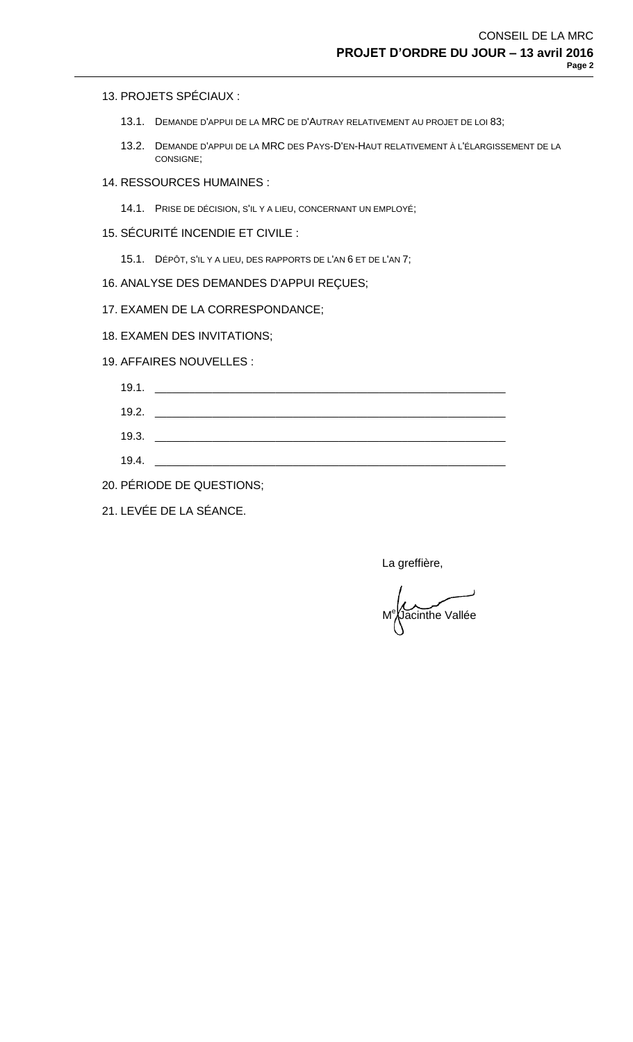13. PROJETS SPÉCIAUX :

    13.1. DEMANDE D'APPUI DE LA MRC DE D'AUTRAY RELATIVEMENT AU PROJET DE LOI 83;

    13.2. DEMANDE D'APPUI DE LA MRC DES PAYS-D'EN-HAUT RELATIVEMENT À L'ÉLARGISSEMENT DE LA CONSIGNE;

14. RESSOURCES HUMAINES :

    14.1. PRISE DE DÉCISION, S'IL Y A LIEU, CONCERNANT UN EMPLOYÉ;

15. SÉCURITÉ INCENDIE ET CIVILE :

    15.1. DÉPÔT, S'IL Y A LIEU, DES RAPPORTS DE L'AN 6 ET DE L'AN 7;

16. ANALYSE DES DEMANDES D'APPUI REÇUES;

17. EXAMEN DE LA CORRESPONDANCE;

18. EXAMEN DES INVITATIONS;

19. AFFAIRES NOUVELLES :

    19.1. ______________________________

    19.2. ______________________________

    19.3. ______________________________

    19.4. ______________________________

20. PÉRIODE DE QUESTIONS;

21. LEVÉE DE LA SÉANCE.

La greffière,

Me Jacinthe Vallée